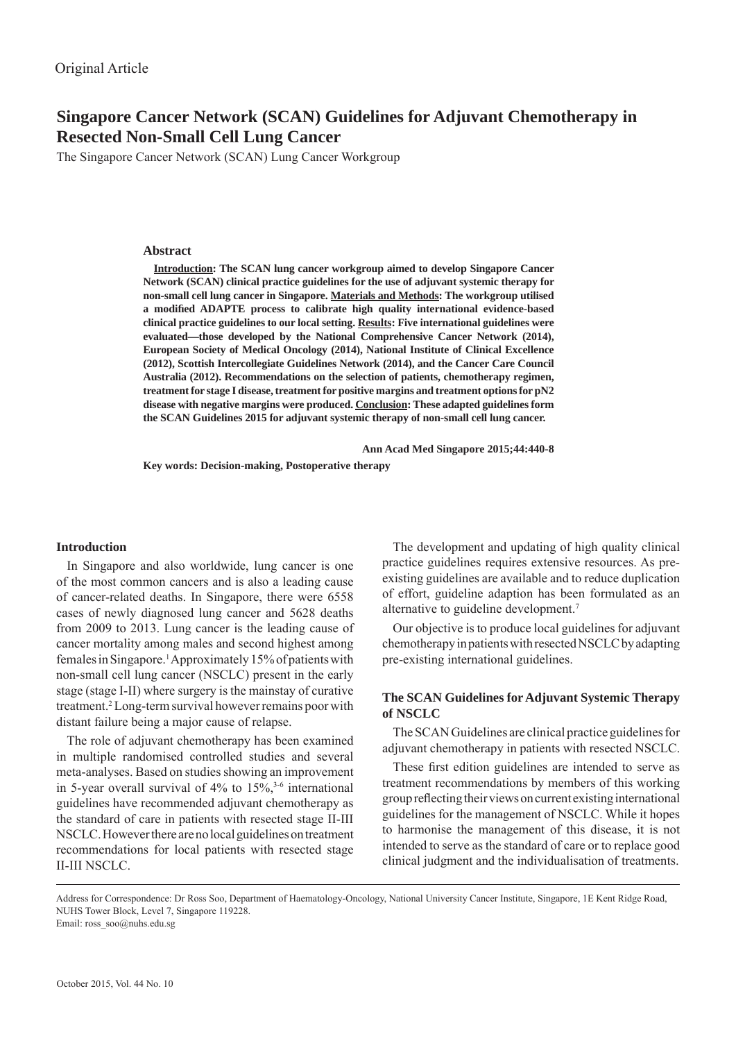Original Article

# Singapore Cancer Network (SCAN) Guidelines for Adjuvant Chemotherapy in Resected Non-Small Cell Lung Cancer

The Singapore Cancer Network (SCAN) Lung Cancer Workgroup

## Abstract

**Introduction: The SCAN lung cancer workgroup aimed to develop Singapore Cancer Network (SCAN) clinical practice guidelines for the use of adjuvant systemic therapy for non-small cell lung cancer in Singapore. Materials and Methods: The workgroup utilised a modified ADAPTE process to calibrate high quality international evidence-based clinical practice guidelines to our local setting. Results: Five international guidelines were evaluated—those developed by the National Comprehensive Cancer Network (2014), European Society of Medical Oncology (2014), National Institute of Clinical Excellence (2012), Scottish Intercollegiate Guidelines Network (2014), and the Cancer Care Council Australia (2012). Recommendations on the selection of patients, chemotherapy regimen, treatment for stage I disease, treatment for positive margins and treatment options for pN2 disease with negative margins were produced. Conclusion: These adapted guidelines form the SCAN Guidelines 2015 for adjuvant systemic therapy of non-small cell lung cancer.**

**Ann Acad Med Singapore 2015;44:440-8**

**Key words: Decision-making, Postoperative therapy**

## Introduction

In Singapore and also worldwide, lung cancer is one of the most common cancers and is also a leading cause of cancer-related deaths. In Singapore, there were 6558 cases of newly diagnosed lung cancer and 5628 deaths from 2009 to 2013. Lung cancer is the leading cause of cancer mortality among males and second highest among females in Singapore.[1] Approximately 15% of patients with non-small cell lung cancer (NSCLC) present in the early stage (stage I-II) where surgery is the mainstay of curative treatment.[2] Long-term survival however remains poor with distant failure being a major cause of relapse.

The role of adjuvant chemotherapy has been examined in multiple randomised controlled studies and several meta-analyses. Based on studies showing an improvement in 5-year overall survival of 4% to 15%,[3-6] international guidelines have recommended adjuvant chemotherapy as the standard of care in patients with resected stage II-III NSCLC. However there are no local guidelines on treatment recommendations for local patients with resected stage II-III NSCLC.

The development and updating of high quality clinical practice guidelines requires extensive resources. As pre-existing guidelines are available and to reduce duplication of effort, guideline adaption has been formulated as an alternative to guideline development.[7]

Our objective is to produce local guidelines for adjuvant chemotherapy in patients with resected NSCLC by adapting pre-existing international guidelines.

## The SCAN Guidelines for Adjuvant Systemic Therapy of NSCLC

The SCAN Guidelines are clinical practice guidelines for adjuvant chemotherapy in patients with resected NSCLC.

These first edition guidelines are intended to serve as treatment recommendations by members of this working group reflecting their views on current existing international guidelines for the management of NSCLC. While it hopes to harmonise the management of this disease, it is not intended to serve as the standard of care or to replace good clinical judgment and the individualisation of treatments.

---

Address for Correspondence: Dr Ross Soo, Department of Haematology-Oncology, National University Cancer Institute, Singapore, 1E Kent Ridge Road, NUHS Tower Block, Level 7, Singapore 119228.
Email: ross_soo@nuhs.edu.sg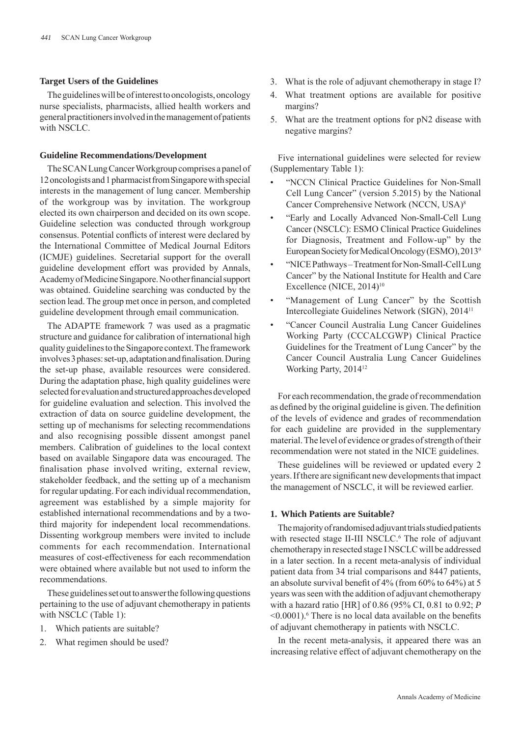### Target Users of the Guidelines

The guidelines will be of interest to oncologists, oncology nurse specialists, pharmacists, allied health workers and general practitioners involved in the management of patients with NSCLC.

### Guideline Recommendations/Development

The SCAN Lung Cancer Workgroup comprises a panel of 12 oncologists and 1 pharmacist from Singapore with special interests in the management of lung cancer. Membership of the workgroup was by invitation. The workgroup elected its own chairperson and decided on its own scope. Guideline selection was conducted through workgroup consensus. Potential conflicts of interest were declared by the International Committee of Medical Journal Editors (ICMJE) guidelines. Secretarial support for the overall guideline development effort was provided by Annals, Academy of Medicine Singapore. No other financial support was obtained. Guideline searching was conducted by the section lead. The group met once in person, and completed guideline development through email communication.

The ADAPTE framework 7 was used as a pragmatic structure and guidance for calibration of international high quality guidelines to the Singapore context. The framework involves 3 phases: set-up, adaptation and finalisation. During the set-up phase, available resources were considered. During the adaptation phase, high quality guidelines were selected for evaluation and structured approaches developed for guideline evaluation and selection. This involved the extraction of data on source guideline development, the setting up of mechanisms for selecting recommendations and also recognising possible dissent amongst panel members. Calibration of guidelines to the local context based on available Singapore data was encouraged. The finalisation phase involved writing, external review, stakeholder feedback, and the setting up of a mechanism for regular updating. For each individual recommendation, agreement was established by a simple majority for established international recommendations and by a two-third majority for independent local recommendations. Dissenting workgroup members were invited to include comments for each recommendation. International measures of cost-effectiveness for each recommendation were obtained where available but not used to inform the recommendations.

These guidelines set out to answer the following questions pertaining to the use of adjuvant chemotherapy in patients with NSCLC (Table 1):

1. Which patients are suitable?
2. What regimen should be used?
3. What is the role of adjuvant chemotherapy in stage I?
4. What treatment options are available for positive margins?
5. What are the treatment options for pN2 disease with negative margins?

Five international guidelines were selected for review (Supplementary Table 1):

- "NCCN Clinical Practice Guidelines for Non-Small Cell Lung Cancer" (version 5.2015) by the National Cancer Comprehensive Network (NCCN, USA)[8]
- "Early and Locally Advanced Non-Small-Cell Lung Cancer (NSCLC): ESMO Clinical Practice Guidelines for Diagnosis, Treatment and Follow-up" by the European Society for Medical Oncology (ESMO), 2013[9]
- "NICE Pathways – Treatment for Non-Small-Cell Lung Cancer" by the National Institute for Health and Care Excellence (NICE, 2014)[10]
- "Management of Lung Cancer" by the Scottish Intercollegiate Guidelines Network (SIGN), 2014[11]
- "Cancer Council Australia Lung Cancer Guidelines Working Party (CCCALCGWP) Clinical Practice Guidelines for the Treatment of Lung Cancer" by the Cancer Council Australia Lung Cancer Guidelines Working Party, 2014[12]

For each recommendation, the grade of recommendation as defined by the original guideline is given. The definition of the levels of evidence and grades of recommendation for each guideline are provided in the supplementary material. The level of evidence or grades of strength of their recommendation were not stated in the NICE guidelines.

These guidelines will be reviewed or updated every 2 years. If there are significant new developments that impact the management of NSCLC, it will be reviewed earlier.

### 1. Which Patients are Suitable?

The majority of randomised adjuvant trials studied patients with resected stage II-III NSCLC.[6] The role of adjuvant chemotherapy in resected stage I NSCLC will be addressed in a later section. In a recent meta-analysis of individual patient data from 34 trial comparisons and 8447 patients, an absolute survival benefit of 4% (from 60% to 64%) at 5 years was seen with the addition of adjuvant chemotherapy with a hazard ratio [HR] of 0.86 (95% CI, 0.81 to 0.92; *P* <0.0001).[6] There is no local data available on the benefits of adjuvant chemotherapy in patients with NSCLC.

In the recent meta-analysis, it appeared there was an increasing relative effect of adjuvant chemotherapy on the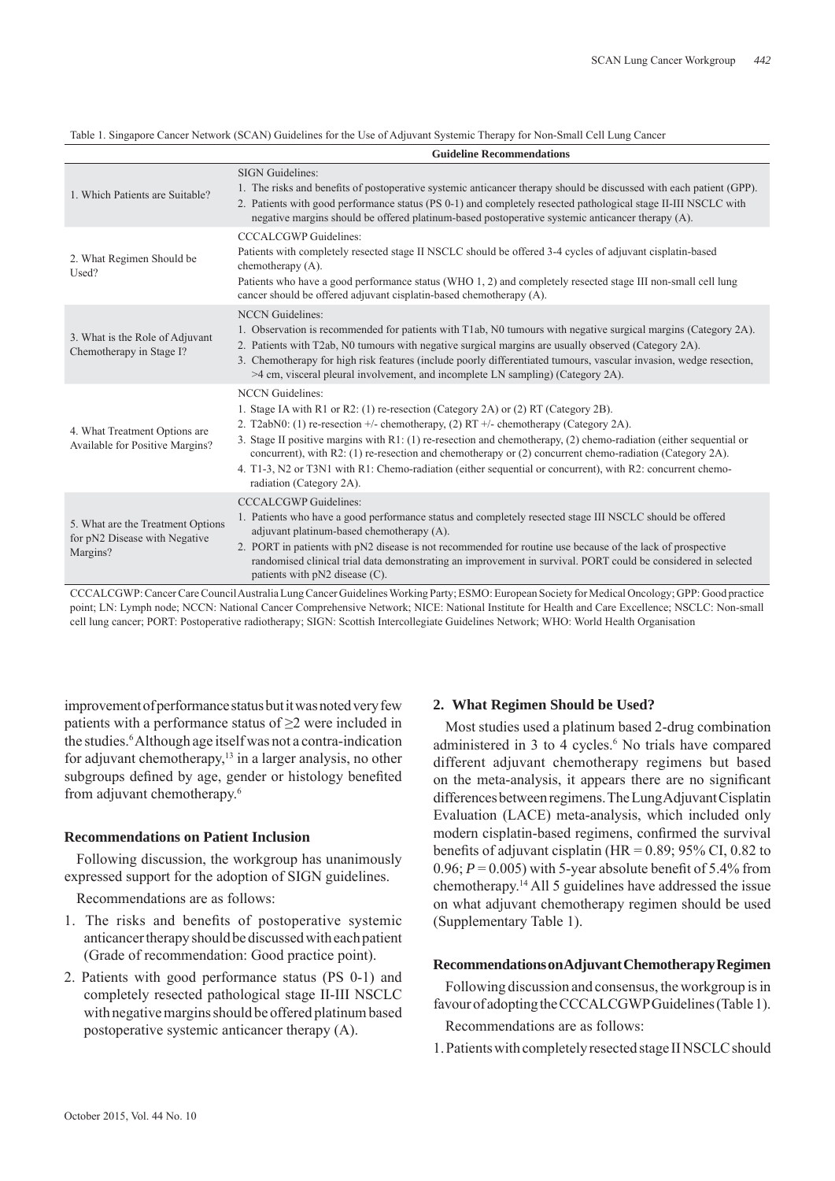Table 1. Singapore Cancer Network (SCAN) Guidelines for the Use of Adjuvant Systemic Therapy for Non-Small Cell Lung Cancer

| | Guideline Recommendations |
|---|---|
| 1. Which Patients are Suitable? | SIGN Guidelines:<br>1. The risks and benefits of postoperative systemic anticancer therapy should be discussed with each patient (GPP).<br>2. Patients with good performance status (PS 0-1) and completely resected pathological stage II-III NSCLC with negative margins should be offered platinum-based postoperative systemic anticancer therapy (A). |
| 2. What Regimen Should be Used? | CCCALCGWP Guidelines:<br>Patients with completely resected stage II NSCLC should be offered 3-4 cycles of adjuvant cisplatin-based chemotherapy (A).<br>Patients who have a good performance status (WHO 1, 2) and completely resected stage III non-small cell lung cancer should be offered adjuvant cisplatin-based chemotherapy (A). |
| 3. What is the Role of Adjuvant Chemotherapy in Stage I? | NCCN Guidelines:<br>1. Observation is recommended for patients with T1ab, N0 tumours with negative surgical margins (Category 2A).<br>2. Patients with T2ab, N0 tumours with negative surgical margins are usually observed (Category 2A).<br>3. Chemotherapy for high risk features (include poorly differentiated tumours, vascular invasion, wedge resection, >4 cm, visceral pleural involvement, and incomplete LN sampling) (Category 2A). |
| 4. What Treatment Options are Available for Positive Margins? | NCCN Guidelines:<br>1. Stage IA with R1 or R2: (1) re-resection (Category 2A) or (2) RT (Category 2B).<br>2. T2abN0: (1) re-resection +/- chemotherapy, (2) RT +/- chemotherapy (Category 2A).<br>3. Stage II positive margins with R1: (1) re-resection and chemotherapy, (2) chemo-radiation (either sequential or concurrent), with R2: (1) re-resection and chemotherapy or (2) concurrent chemo-radiation (Category 2A).<br>4. T1-3, N2 or T3N1 with R1: Chemo-radiation (either sequential or concurrent), with R2: concurrent chemo-radiation (Category 2A). |
| 5. What are the Treatment Options for pN2 Disease with Negative Margins? | CCCALCGWP Guidelines:<br>1. Patients who have a good performance status and completely resected stage III NSCLC should be offered adjuvant platinum-based chemotherapy (A).<br>2. PORT in patients with pN2 disease is not recommended for routine use because of the lack of prospective randomised clinical trial data demonstrating an improvement in survival. PORT could be considered in selected patients with pN2 disease (C). |

CCCALCGWP: Cancer Care Council Australia Lung Cancer Guidelines Working Party; ESMO: European Society for Medical Oncology; GPP: Good practice point; LN: Lymph node; NCCN: National Cancer Comprehensive Network; NICE: National Institute for Health and Care Excellence; NSCLC: Non-small cell lung cancer; PORT: Postoperative radiotherapy; SIGN: Scottish Intercollegiate Guidelines Network; WHO: World Health Organisation

improvement of performance status but it was noted very few patients with a performance status of ≥2 were included in the studies.[6] Although age itself was not a contra-indication for adjuvant chemotherapy,[13] in a larger analysis, no other subgroups defined by age, gender or histology benefited from adjuvant chemotherapy.[6]

### Recommendations on Patient Inclusion

Following discussion, the workgroup has unanimously expressed support for the adoption of SIGN guidelines.

Recommendations are as follows:

1. The risks and benefits of postoperative systemic anticancer therapy should be discussed with each patient (Grade of recommendation: Good practice point).
2. Patients with good performance status (PS 0-1) and completely resected pathological stage II-III NSCLC with negative margins should be offered platinum based postoperative systemic anticancer therapy (A).

## 2. What Regimen Should be Used?

Most studies used a platinum based 2-drug combination administered in 3 to 4 cycles.[6] No trials have compared different adjuvant chemotherapy regimens but based on the meta-analysis, it appears there are no significant differences between regimens. The Lung Adjuvant Cisplatin Evaluation (LACE) meta-analysis, which included only modern cisplatin-based regimens, confirmed the survival benefits of adjuvant cisplatin (HR = 0.89; 95% CI, 0.82 to 0.96; $P = 0.005$) with 5-year absolute benefit of 5.4% from chemotherapy.[14] All 5 guidelines have addressed the issue on what adjuvant chemotherapy regimen should be used (Supplementary Table 1).

### Recommendations on Adjuvant Chemotherapy Regimen

Following discussion and consensus, the workgroup is in favour of adopting the CCCALCGWP Guidelines (Table 1).

Recommendations are as follows:

1. Patients with completely resected stage II NSCLC should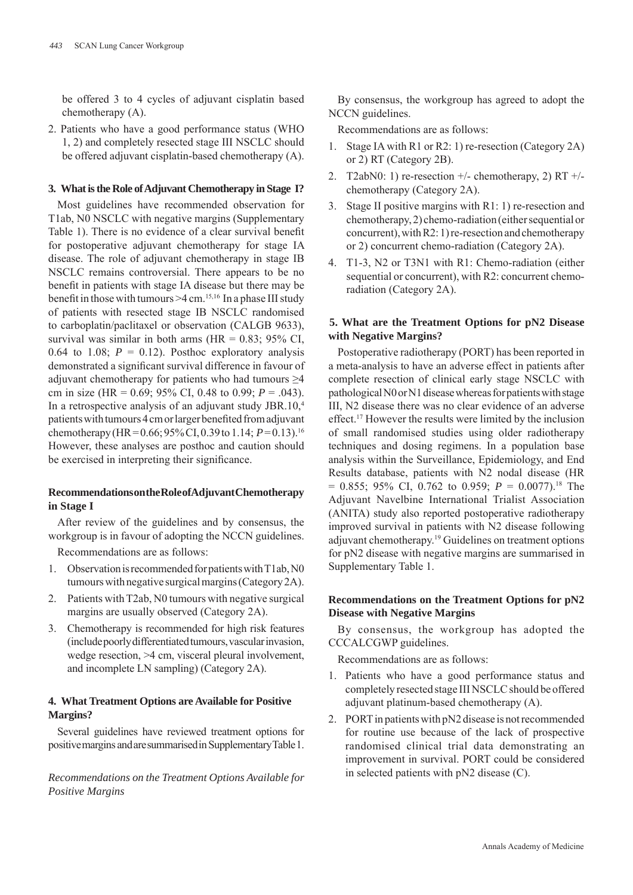be offered 3 to 4 cycles of adjuvant cisplatin based chemotherapy (A).

2. Patients who have a good performance status (WHO 1, 2) and completely resected stage III NSCLC should be offered adjuvant cisplatin-based chemotherapy (A).

### 3. What is the Role of Adjuvant Chemotherapy in Stage I?

Most guidelines have recommended observation for T1ab, N0 NSCLC with negative margins (Supplementary Table 1). There is no evidence of a clear survival benefit for postoperative adjuvant chemotherapy for stage IA disease. The role of adjuvant chemotherapy in stage IB NSCLC remains controversial. There appears to be no benefit in patients with stage IA disease but there may be benefit in those with tumours >4 cm.[15,16] In a phase III study of patients with resected stage IB NSCLC randomised to carboplatin/paclitaxel or observation (CALGB 9633), survival was similar in both arms (HR = 0.83; 95% CI, 0.64 to 1.08; $P$ = 0.12). Posthoc exploratory analysis demonstrated a significant survival difference in favour of adjuvant chemotherapy for patients who had tumours ≥4 cm in size (HR = 0.69; 95% CI, 0.48 to 0.99; $P$ = .043). In a retrospective analysis of an adjuvant study JBR.10,[4] patients with tumours 4 cm or larger benefited from adjuvant chemotherapy (HR = 0.66; 95% CI, 0.39 to 1.14; $P$ = 0.13).[16] However, these analyses are posthoc and caution should be exercised in interpreting their significance.

#### Recommendations on the Role of Adjuvant Chemotherapy in Stage I

After review of the guidelines and by consensus, the workgroup is in favour of adopting the NCCN guidelines.

Recommendations are as follows:

1. Observation is recommended for patients with T1ab, N0 tumours with negative surgical margins (Category 2A).
2. Patients with T2ab, N0 tumours with negative surgical margins are usually observed (Category 2A).
3. Chemotherapy is recommended for high risk features (include poorly differentiated tumours, vascular invasion, wedge resection, >4 cm, visceral pleural involvement, and incomplete LN sampling) (Category 2A).

### 4. What Treatment Options are Available for Positive Margins?

Several guidelines have reviewed treatment options for positive margins and are summarised in Supplementary Table 1.

*Recommendations on the Treatment Options Available for Positive Margins*

By consensus, the workgroup has agreed to adopt the NCCN guidelines.

Recommendations are as follows:

1. Stage IA with R1 or R2: 1) re-resection (Category 2A) or 2) RT (Category 2B).
2. T2abN0: 1) re-resection +/- chemotherapy, 2) RT +/- chemotherapy (Category 2A).
3. Stage II positive margins with R1: 1) re-resection and chemotherapy, 2) chemo-radiation (either sequential or concurrent), with R2: 1) re-resection and chemotherapy or 2) concurrent chemo-radiation (Category 2A).
4. T1-3, N2 or T3N1 with R1: Chemo-radiation (either sequential or concurrent), with R2: concurrent chemo-radiation (Category 2A).

### 5. What are the Treatment Options for pN2 Disease with Negative Margins?

Postoperative radiotherapy (PORT) has been reported in a meta-analysis to have an adverse effect in patients after complete resection of clinical early stage NSCLC with pathological N0 or N1 disease whereas for patients with stage III, N2 disease there was no clear evidence of an adverse effect.[17] However the results were limited by the inclusion of small randomised studies using older radiotherapy techniques and dosing regimens. In a population base analysis within the Surveillance, Epidemiology, and End Results database, patients with N2 nodal disease (HR = 0.855; 95% CI, 0.762 to 0.959; $P$ = 0.0077).[18] The Adjuvant Navelbine International Trialist Association (ANITA) study also reported postoperative radiotherapy improved survival in patients with N2 disease following adjuvant chemotherapy.[19] Guidelines on treatment options for pN2 disease with negative margins are summarised in Supplementary Table 1.

#### Recommendations on the Treatment Options for pN2 Disease with Negative Margins

By consensus, the workgroup has adopted the CCCALCGWP guidelines.

Recommendations are as follows:

1. Patients who have a good performance status and completely resected stage III NSCLC should be offered adjuvant platinum-based chemotherapy (A).
2. PORT in patients with pN2 disease is not recommended for routine use because of the lack of prospective randomised clinical trial data demonstrating an improvement in survival. PORT could be considered in selected patients with pN2 disease (C).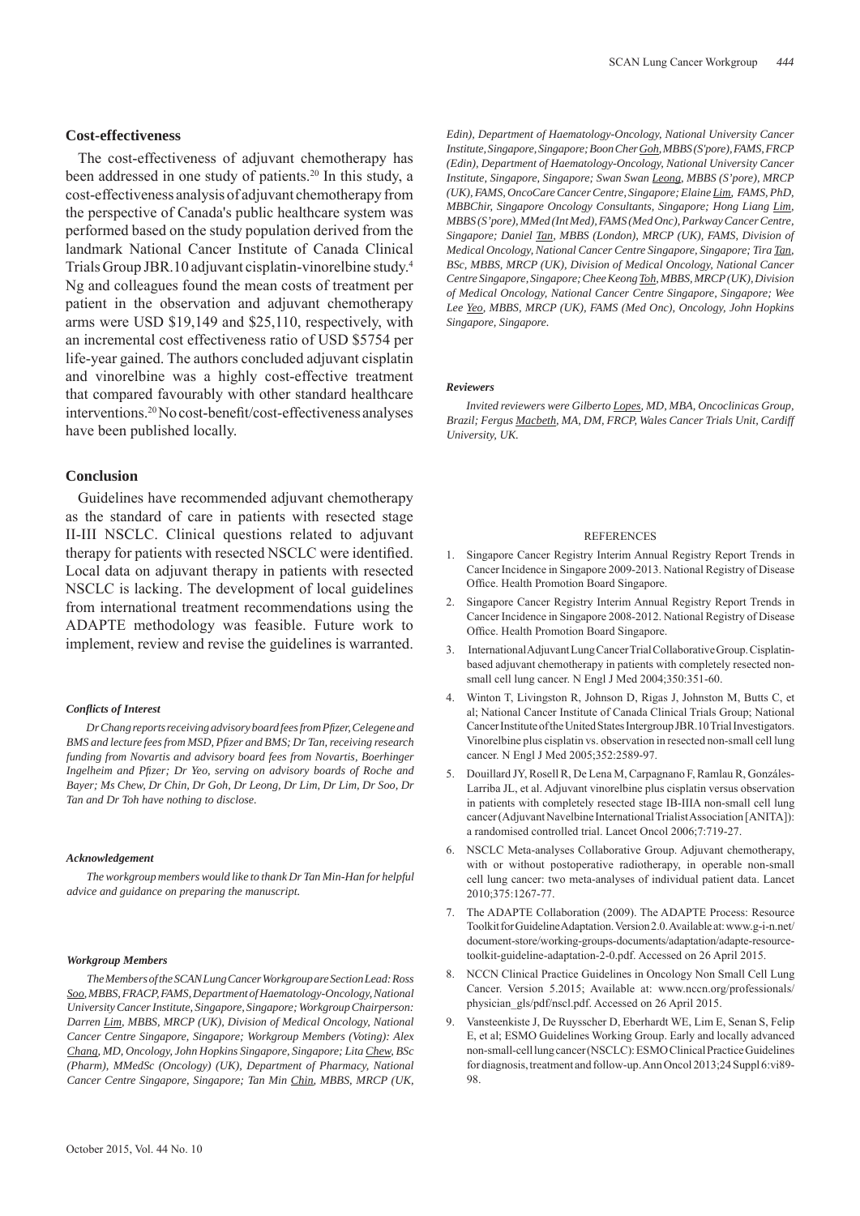## Cost-effectiveness

The cost-effectiveness of adjuvant chemotherapy has been addressed in one study of patients.[20] In this study, a cost-effectiveness analysis of adjuvant chemotherapy from the perspective of Canada's public healthcare system was performed based on the study population derived from the landmark National Cancer Institute of Canada Clinical Trials Group JBR.10 adjuvant cisplatin-vinorelbine study.[4] Ng and colleagues found the mean costs of treatment per patient in the observation and adjuvant chemotherapy arms were USD $19,149 and $25,110, respectively, with an incremental cost effectiveness ratio of USD $5754 per life-year gained. The authors concluded adjuvant cisplatin and vinorelbine was a highly cost-effective treatment that compared favourably with other standard healthcare interventions.[20] No cost-benefit/cost-effectiveness analyses have been published locally.

## Conclusion

Guidelines have recommended adjuvant chemotherapy as the standard of care in patients with resected stage II-III NSCLC. Clinical questions related to adjuvant therapy for patients with resected NSCLC were identified. Local data on adjuvant therapy in patients with resected NSCLC is lacking. The development of local guidelines from international treatment recommendations using the ADAPTE methodology was feasible. Future work to implement, review and revise the guidelines is warranted.

#### *Conflicts of Interest*

*Dr Chang reports receiving advisory board fees from Pfizer, Celegene and BMS and lecture fees from MSD, Pfizer and BMS; Dr Tan, receiving research funding from Novartis and advisory board fees from Novartis, Boehringer Ingelheim and Pfizer; Dr Yeo, serving on advisory boards of Roche and Bayer; Ms Chew, Dr Chin, Dr Goh, Dr Leong, Dr Lim, Dr Lim, Dr Soo, Dr Tan and Dr Toh have nothing to disclose.*

#### *Acknowledgement*

*The workgroup members would like to thank Dr Tan Min-Han for helpful advice and guidance on preparing the manuscript.*

#### *Workgroup Members*

*The Members of the SCAN Lung Cancer Workgroup are Section Lead: Ross Soo, MBBS, FRACP, FAMS, Department of Haematology-Oncology, National University Cancer Institute, Singapore, Singapore; Workgroup Chairperson: Darren Lim, MBBS, MRCP (UK), Division of Medical Oncology, National Cancer Centre Singapore, Singapore; Workgroup Members (Voting): Alex Chang, MD, Oncology, John Hopkins Singapore, Singapore; Lita Chew, BSc (Pharm), MMedSc (Oncology) (UK), Department of Pharmacy, National Cancer Centre Singapore, Singapore; Tan Min Chin, MBBS, MRCP (UK), Edin), Department of Haematology-Oncology, National University Cancer Institute, Singapore, Singapore; Boon Cher Goh, MBBS (S'pore), FAMS, FRCP (Edin), Department of Haematology-Oncology, National University Cancer Institute, Singapore, Singapore; Swan Swan Leong, MBBS (S'pore), MRCP (UK), FAMS, OncoCare Cancer Centre, Singapore; Elaine Lim, FAMS, PhD, MBBChir, Singapore Oncology Consultants, Singapore; Hong Liang Lim, MBBS (S'pore), MMed (Int Med), FAMS (Med Onc), Parkway Cancer Centre, Singapore; Daniel Tan, MBBS (London), MRCP (UK), FAMS, Division of Medical Oncology, National Cancer Centre Singapore, Singapore; Tira Tan, BSc, MBBS, MRCP (UK), Division of Medical Oncology, National Cancer Centre Singapore, Singapore; Chee Keong Toh, MBBS, MRCP (UK), Division of Medical Oncology, National Cancer Centre Singapore, Singapore; Wee Lee Yeo, MBBS, MRCP (UK), FAMS (Med Onc), Oncology, John Hopkins Singapore, Singapore.*

#### *Reviewers*

*Invited reviewers were Gilberto Lopes, MD, MBA, Oncoclinicas Group, Brazil; Fergus Macbeth, MA, DM, FRCP, Wales Cancer Trials Unit, Cardiff University, UK.*

REFERENCES

1. Singapore Cancer Registry Interim Annual Registry Report Trends in Cancer Incidence in Singapore 2009-2013. National Registry of Disease Office. Health Promotion Board Singapore.
2. Singapore Cancer Registry Interim Annual Registry Report Trends in Cancer Incidence in Singapore 2008-2012. National Registry of Disease Office. Health Promotion Board Singapore.
3. International Adjuvant Lung Cancer Trial Collaborative Group. Cisplatin-based adjuvant chemotherapy in patients with completely resected non-small cell lung cancer. N Engl J Med 2004;350:351-60.
4. Winton T, Livingston R, Johnson D, Rigas J, Johnston M, Butts C, et al; National Cancer Institute of Canada Clinical Trials Group; National Cancer Institute of the United States Intergroup JBR.10 Trial Investigators. Vinorelbine plus cisplatin vs. observation in resected non-small cell lung cancer. N Engl J Med 2005;352:2589-97.
5. Douillard JY, Rosell R, De Lena M, Carpagnano F, Ramlau R, Gonzáles-Larriba JL, et al. Adjuvant vinorelbine plus cisplatin versus observation in patients with completely resected stage IB-IIIA non-small cell lung cancer (Adjuvant Navelbine International Trialist Association [ANITA]): a randomised controlled trial. Lancet Oncol 2006;7:719-27.
6. NSCLC Meta-analyses Collaborative Group. Adjuvant chemotherapy, with or without postoperative radiotherapy, in operable non-small cell lung cancer: two meta-analyses of individual patient data. Lancet 2010;375:1267-77.
7. The ADAPTE Collaboration (2009). The ADAPTE Process: Resource Toolkit for Guideline Adaptation. Version 2.0. Available at: www.g-i-n.net/document-store/working-groups-documents/adaptation/adapte-resource-toolkit-guideline-adaptation-2-0.pdf. Accessed on 26 April 2015.
8. NCCN Clinical Practice Guidelines in Oncology Non Small Cell Lung Cancer. Version 5.2015; Available at: www.nccn.org/professionals/physician_gls/pdf/nscl.pdf. Accessed on 26 April 2015.
9. Vansteenkiste J, De Ruysscher D, Eberhardt WE, Lim E, Senan S, Felip E, et al; ESMO Guidelines Working Group. Early and locally advanced non-small-cell lung cancer (NSCLC): ESMO Clinical Practice Guidelines for diagnosis, treatment and follow-up. Ann Oncol 2013;24 Suppl 6:vi89-98.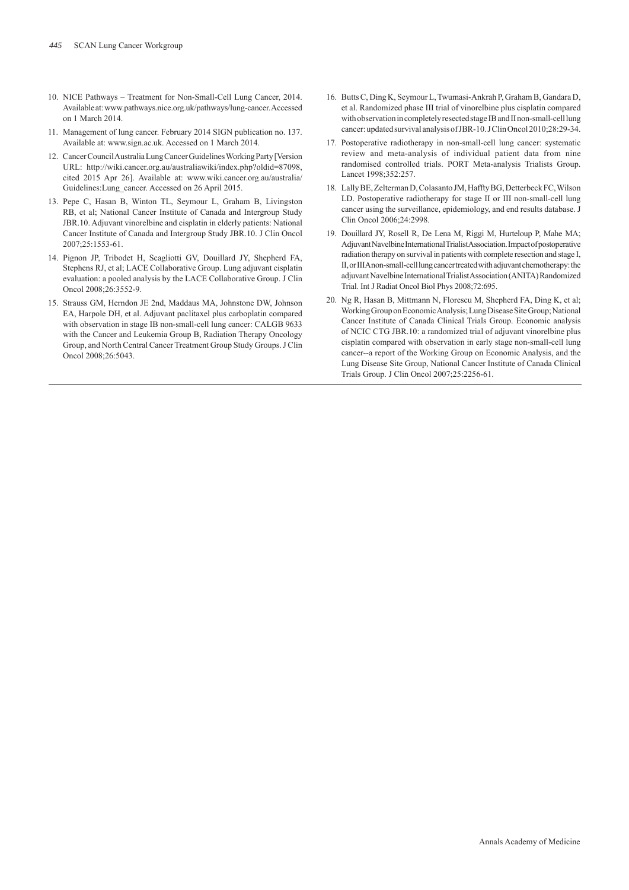10. NICE Pathways – Treatment for Non-Small-Cell Lung Cancer, 2014. Available at: www.pathways.nice.org.uk/pathways/lung-cancer. Accessed on 1 March 2014.
11. Management of lung cancer. February 2014 SIGN publication no. 137. Available at: www.sign.ac.uk. Accessed on 1 March 2014.
12. Cancer Council Australia Lung Cancer Guidelines Working Party [Version URL: http://wiki.cancer.org.au/australiawiki/index.php?oldid=87098, cited 2015 Apr 26]. Available at: www.wiki.cancer.org.au/australia/Guidelines:Lung_cancer. Accessed on 26 April 2015.
13. Pepe C, Hasan B, Winton TL, Seymour L, Graham B, Livingston RB, et al; National Cancer Institute of Canada and Intergroup Study JBR.10. Adjuvant vinorelbine and cisplatin in elderly patients: National Cancer Institute of Canada and Intergroup Study JBR.10. J Clin Oncol 2007;25:1553-61.
14. Pignon JP, Tribodet H, Scagliotti GV, Douillard JY, Shepherd FA, Stephens RJ, et al; LACE Collaborative Group. Lung adjuvant cisplatin evaluation: a pooled analysis by the LACE Collaborative Group. J Clin Oncol 2008;26:3552-9.
15. Strauss GM, Herndon JE 2nd, Maddaus MA, Johnstone DW, Johnson EA, Harpole DH, et al. Adjuvant paclitaxel plus carboplatin compared with observation in stage IB non-small-cell lung cancer: CALGB 9633 with the Cancer and Leukemia Group B, Radiation Therapy Oncology Group, and North Central Cancer Treatment Group Study Groups. J Clin Oncol 2008;26:5043.
16. Butts C, Ding K, Seymour L, Twumasi-Ankrah P, Graham B, Gandara D, et al. Randomized phase III trial of vinorelbine plus cisplatin compared with observation in completely resected stage IB and II non-small-cell lung cancer: updated survival analysis of JBR-10. J Clin Oncol 2010;28:29-34.
17. Postoperative radiotherapy in non-small-cell lung cancer: systematic review and meta-analysis of individual patient data from nine randomised controlled trials. PORT Meta-analysis Trialists Group. Lancet 1998;352:257.
18. Lally BE, Zelterman D, Colasanto JM, Haffty BG, Detterbeck FC, Wilson LD. Postoperative radiotherapy for stage II or III non-small-cell lung cancer using the surveillance, epidemiology, and end results database. J Clin Oncol 2006;24:2998.
19. Douillard JY, Rosell R, De Lena M, Riggi M, Hurteloup P, Mahe MA; Adjuvant Navelbine International Trialist Association. Impact of postoperative radiation therapy on survival in patients with complete resection and stage I, II, or IIIA non-small-cell lung cancer treated with adjuvant chemotherapy: the adjuvant Navelbine International Trialist Association (ANITA) Randomized Trial. Int J Radiat Oncol Biol Phys 2008;72:695.
20. Ng R, Hasan B, Mittmann N, Florescu M, Shepherd FA, Ding K, et al; Working Group on Economic Analysis; Lung Disease Site Group; National Cancer Institute of Canada Clinical Trials Group. Economic analysis of NCIC CTG JBR.10: a randomized trial of adjuvant vinorelbine plus cisplatin compared with observation in early stage non-small-cell lung cancer--a report of the Working Group on Economic Analysis, and the Lung Disease Site Group, National Cancer Institute of Canada Clinical Trials Group. J Clin Oncol 2007;25:2256-61.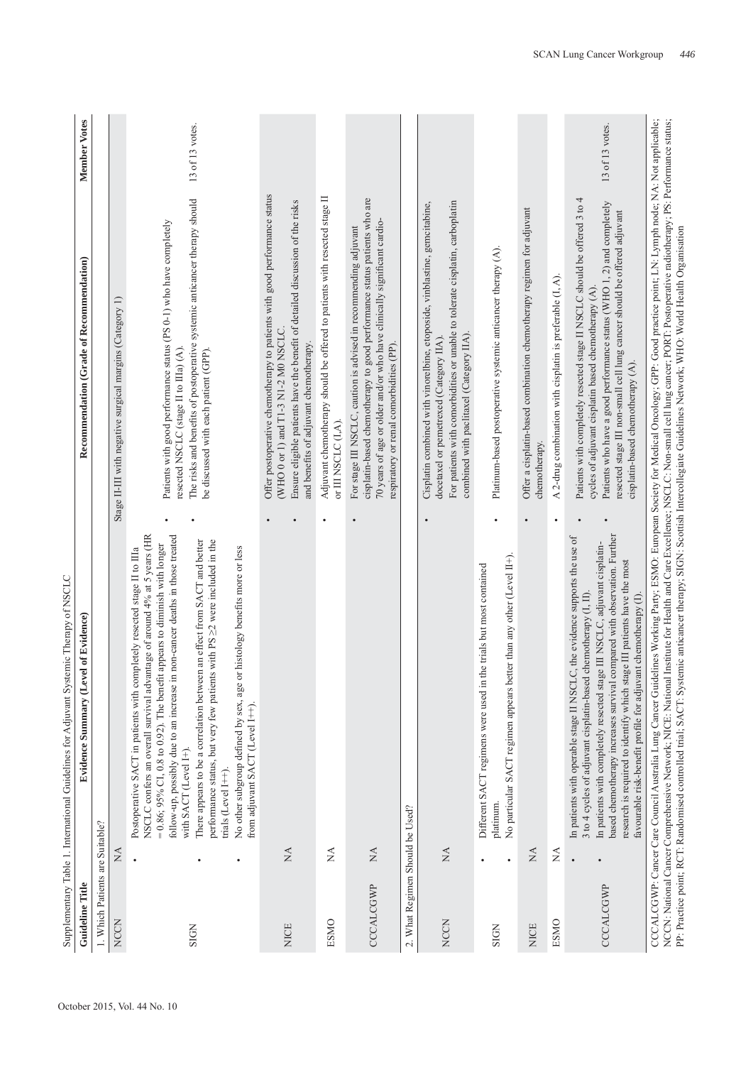Supplementary Table 1. International Guidelines for Adjuvant Systemic Therapy of NSCLC

| Guideline Title | Evidence Summary (Level of Evidence) | Recommendation (Grade of Recommendation) | Member Votes |
|---|---|---|---|
| **1. Which Patients are Suitable?** | | | |
| NCCN | NA | Stage II-III with negative surgical margins (Category 1) | |
| SIGN | • Postoperative SACT in patients with completely resected stage II to IIIa NSCLC confers an overall survival advantage of around 4% at 5 years (HR = 0.86; 95% CI, 0.8 to 0.92). The benefit appears to diminish with longer follow-up, possibly due to an increase in non-cancer deaths in those treated with SACT (Level I+).<br>• There appears to be a correlation between an effect from SACT and better performance status, but very few patients with PS ≥2 were included in the trials (Level I++).<br>• No other subgroup defined by sex, age or histology benefits more or less from adjuvant SACT (Level I++). | • Patients with good performance status (PS 0-1) who have completely resected NSCLC (stage II to IIIa) (A).<br>• The risks and benefits of postoperative systemic anticancer therapy should be discussed with each patient (GPP). | 13 of 13 votes. |
| NICE | NA | • Offer postoperative chemotherapy to patients with good performance status (WHO 0 or 1) and T1-3 N1-2 M0 NSCLC.<br>• Ensure eligible patients have the benefit of detailed discussion of the risks and benefits of adjuvant chemotherapy. | |
| ESMO | NA | • Adjuvant chemotherapy should be offered to patients with resected stage II or III NSCLC (I,A). | |
| CCCALCGWP | NA | • For stage III NSCLC, caution is advised in recommending adjuvant cisplatin-based chemotherapy to good performance status patients who are 70 years of age or older and/or who have clinically significant cardio-respiratory or renal comorbidities (PP). | |
| **2. What Regimen Should be Used?** | | | |
| NCCN | NA | • Cisplatin combined with vinorelbine, etoposide, vinblastine, gemcitabine, docetaxel or pemetrexed (Category IIA).<br>For patients with comorbidities or unable to tolerate cisplatin, carboplatin combined with paclitaxel (Category IIA). | |
| SIGN | • Different SACT regimens were used in the trials but most contained platinum.<br>• No particular SACT regimen appears better than any other (Level I+). | • Platinum-based postoperative systemic anticancer therapy (A). | |
| NICE | NA | • Offer a cisplatin-based combination chemotherapy regimen for adjuvant chemotherapy. | |
| ESMO | NA | • A 2-drug combination with cisplatin is preferable (I, A). | |
| CCCALCGWP | • In patients with operable stage II NSCLC, the evidence supports the use of 3 to 4 cycles of adjuvant cisplatin-based chemotherapy (I, II).<br>• In patients with completely resected stage III NSCLC, adjuvant cisplatin-based chemotherapy increases survival compared with observation. Further research is required to identify which stage III patients have the most favourable risk-benefit profile for adjuvant chemotherapy (I). | • Patients with completely resected stage II NSCLC should be offered 3 to 4 cycles of adjuvant cisplatin based chemotherapy (A).<br>• Patients who have a good performance status (WHO 1, 2) and completely resected stage III non-small cell lung cancer should be offered adjuvant cisplatin-based chemotherapy (A). | 13 of 13 votes. |

CCCALCGWP: Cancer Care Council Australia Lung Cancer Guidelines Working Party; ESMO: European Society for Medical Oncology; GPP: Good practice point; LN: Lymph node; NA: Not applicable; NCCN: National Cancer Comprehensive Network; NICE: National Institute for Health and Care Excellence; NSCLC: Non-small cell lung cancer; PORT: Postoperative radiotherapy; PS: Performance status; PP: Practice point; RCT: Randomised controlled trial; SACT: Systemic anticancer therapy; SIGN: Scottish Intercollegiate Guidelines Network; WHO: World Health Organisation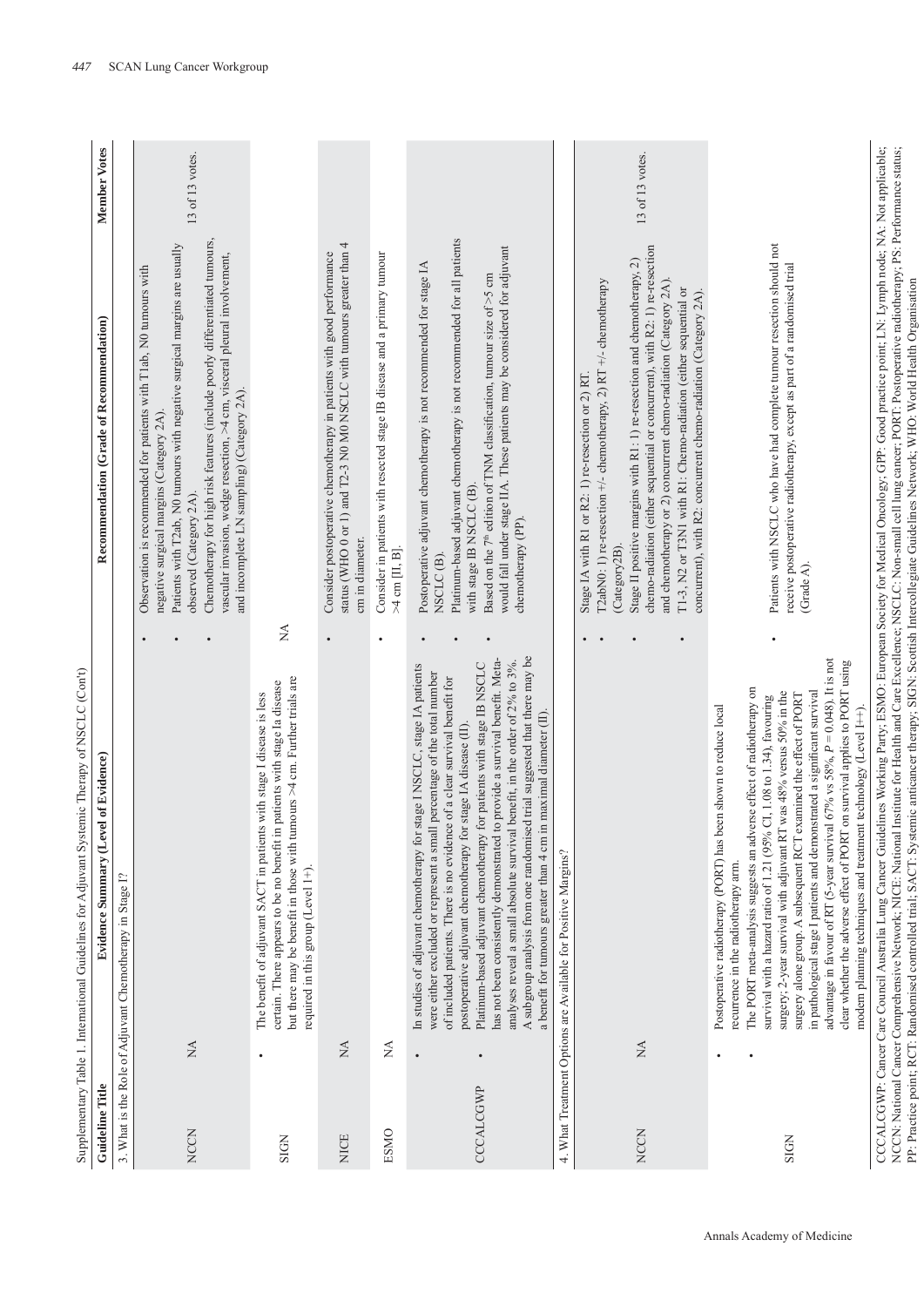Supplementary Table 1. International Guidelines for Adjuvant Systemic Therapy of NSCLC (Con't)

| Guideline Title | Evidence Summary (Level of Evidence) | Recommendation (Grade of Recommendation) | Member Votes |
|---|---|---|---|
| **3. What is the Role of Adjuvant Chemotherapy in Stage I?** | | | |
| NCCN | NA | • Observation is recommended for patients with T1ab, N0 tumours with negative surgical margins (Category 2A).<br>• Patients with T2ab, N0 tumours with negative surgical margins are usually observed (Category 2A).<br>• Chemotherapy for high risk features (include poorly differentiated tumours, vascular invasion, wedge resection, >4 cm, visceral pleural involvement, and incomplete LN sampling) (Category 2A). | 13 of 13 votes. |
| SIGN | • The benefit of adjuvant SACT in patients with stage I disease is less certain. There appears to be no benefit in patients with stage Ia disease but there may be benefit in those with tumours >4 cm. Further trials are required in this group (Level 1+). | NA | |
| NICE | NA | • Consider postoperative chemotherapy in patients with good performance status (WHO 0 or 1) and T2-3 N0 M0 NSCLC with tumours greater than 4 cm in diameter. | |
| ESMO | NA | • Consider in patients with resected stage IB disease and a primary tumour >4 cm [II, B]. | |
| CCCALCGWP | • In studies of adjuvant chemotherapy for stage I NSCLC, stage IA patients were either excluded or represent a small percentage of the total number of included patients. There is no evidence of a clear survival benefit for postoperative adjuvant chemotherapy for stage IA disease (II).<br>• Platinum-based adjuvant chemotherapy for patients with stage IB NSCLC has not been consistently demonstrated to provide a survival benefit. Meta-analyses reveal a small absolute survival benefit, in the order of 2% to 3%. A subgroup analysis from one randomised trial suggested that there may be a benefit for tumours greater than 4 cm in maximal diameter (II). | • Postoperative adjuvant chemotherapy is not recommended for stage IA NSCLC (B).<br>• Platinum-based adjuvant chemotherapy is not recommended for all patients with stage IB NSCLC (B).<br>• Based on the 7th edition of TNM classification, tumour size of >5 cm would fall under stage IIA. These patients may be considered for adjuvant chemotherapy (PP). | |
| **4. What Treatment Options are Available for Positive Margins?** | | | |
| NCCN | NA | • Stage IA with R1 or R2: 1) re-resection or 2) RT.<br>• T2abN0: 1) re-resection +/- chemotherapy, 2) RT +/- chemotherapy (Category2B).<br>• Stage II positive margins with R1: 1) re-resection and chemotherapy, 2) chemo-radiation (either sequential or concurrent), with R2: 1) re-resection and chemotherapy or 2) concurrent chemo-radiation (Category 2A).<br>• T1-3, N2 or T3N1 with R1: Chemo-radiation (either sequential or concurrent), with R2: concurrent chemo-radiation (Category 2A). | 13 of 13 votes. |
| SIGN | • Postoperative radiotherapy (PORT) has been shown to reduce local recurrence in the radiotherapy arm.<br>• The PORT meta-analysis suggests an adverse effect of radiotherapy on survival with a hazard ratio of 1.21 (95% CI, 1.08 to 1.34), favouring surgery; 2-year survival with adjuvant RT was 48% versus 50% in the surgery alone group. A subsequent RCT examined the effect of PORT in pathological stage I patients and demonstrated a significant survival advantage in favour of RT (5-year survival 67% vs 58%, $P = 0.048$). It is not clear whether the adverse effect of PORT on survival applies to PORT using modern planning techniques and treatment technology (Level 1++). | • Patients with NSCLC who have had complete tumour resection should not receive postoperative radiotherapy, except as part of a randomised trial (Grade A). | |

CCCALCGWP: Cancer Care Council Australia Lung Cancer Guidelines Working Party; ESMO: European Society for Medical Oncology; GPP: Good practice point; LN: Lymph node; NA: Not applicable; NCCN: National Cancer Comprehensive Network; NICE: National Institute for Health and Care Excellence; NSCLC: Non-small cell lung cancer; PORT: Postoperative radiotherapy; PS: Performance status; PP: Practice point; RCT: Randomised controlled trial; SACT: Systemic anticancer therapy; SIGN: Scottish Intercollegiate Guidelines Network; WHO: World Health Organisation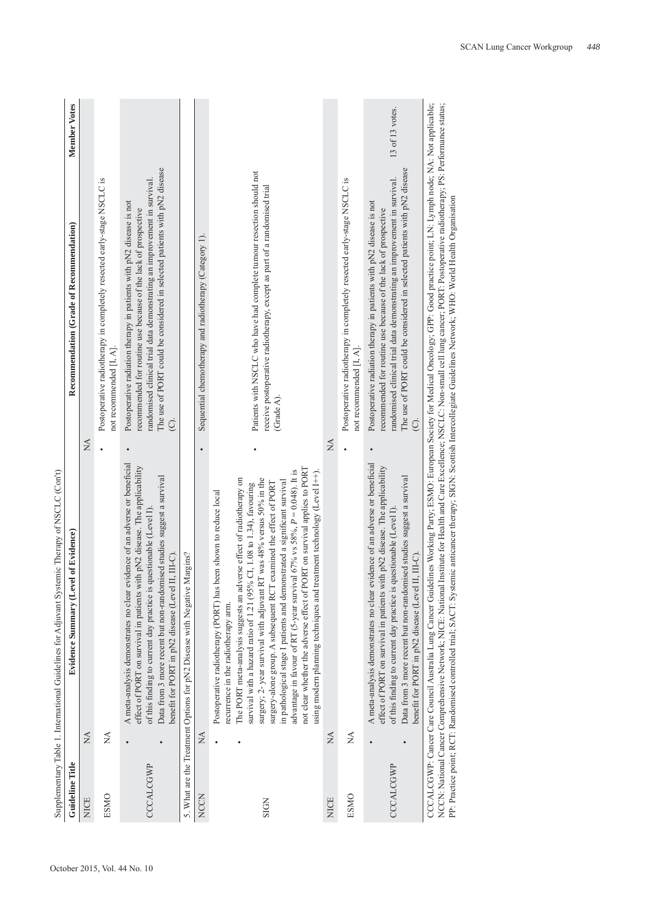Supplementary Table 1. International Guidelines for Adjuvant Systemic Therapy of NSCLC (Con't)

| Guideline Title | Evidence Summary (Level of Evidence) | Recommendation (Grade of Recommendation) | Member Votes |
|---|---|---|---|
| NICE | NA | NA | |
| ESMO | NA | • Postoperative radiotherapy in completely resected early-stage NSCLC is not recommended [I, A]. | |
| CCCALCGWP | • A meta-analysis demonstrates no clear evidence of an adverse or beneficial effect of PORT on survival in patients with pN2 disease. The applicability of this finding to current day practice is questionable (Level I). • Data from 3 more recent but non-randomised studies suggest a survival benefit for PORT in pN2 disease (Level II, III-C). | • Postoperative radiation therapy in patients with pN2 disease is not recommended for routine use because of the lack of prospective randomised clinical trial data demonstrating an improvement in survival. The use of PORT could be considered in selected patients with pN2 disease (C). | |
| **5. What are the Treatment Options for pN2 Disease with Negative Margins?** | | | |
| NCCN | NA | • Sequential chemotherapy and radiotherapy (Category 1). | |
| SIGN | • Postoperative radiotherapy (PORT) has been shown to reduce local recurrence in the radiotherapy arm. • The PORT meta-analysis suggests an adverse effect of radiotherapy on survival with a hazard ratio of 1.21 (95% CI, 1.08 to 1.34), favouring surgery; 2-year survival with adjuvant RT was 48% versus 50% in the surgery-alone group. A subsequent RCT examined the effect of PORT in pathological stage I patients and demonstrated a significant survival advantage in favour of RT (5-year survival 67% vs 58%, $P = 0.048$). It is not clear whether the adverse effect of PORT on survival applies to PORT using modern planning techniques and treatment technology (Level I++). | • Patients with NSCLC who have had complete tumour resection should not receive postoperative radiotherapy, except as part of a randomised trial (Grade A). | |
| NICE | NA | NA | |
| ESMO | NA | • Postoperative radiotherapy in completely resected early-stage NSCLC is not recommended [I, A]. | |
| CCCALCGWP | • A meta-analysis demonstrates no clear evidence of an adverse or beneficial effect of PORT on survival in patients with pN2 disease. The applicability of this finding to current day practice is questionable (Level I). • Data from 3 more recent but non-randomised studies suggest a survival benefit for PORT in pN2 disease (Level II, III-C). | • Postoperative radiation therapy in patients with pN2 disease is not recommended for routine use because of the lack of prospective randomised clinical trial data demonstrating an improvement in survival. The use of PORT could be considered in selected patients with pN2 disease (C). | 13 of 13 votes. |

CCCALCGWP: Cancer Care Council Australia Lung Cancer Guidelines Working Party; ESMO: European Society for Medical Oncology; GPP: Good practice point; LN: Lymph node; NA: Not applicable; NCCN: National Cancer Comprehensive Network; NICE: National Institute for Health and Care Excellence; NSCLC: Non-small cell lung cancer; PORT: Postoperative radiotherapy; PS: Performance status; PP: Practice point; RCT: Randomised controlled trial; SACT: Systemic anticancer therapy; SIGN: Scottish Intercollegiate Guidelines Network; WHO: World Health Organisation